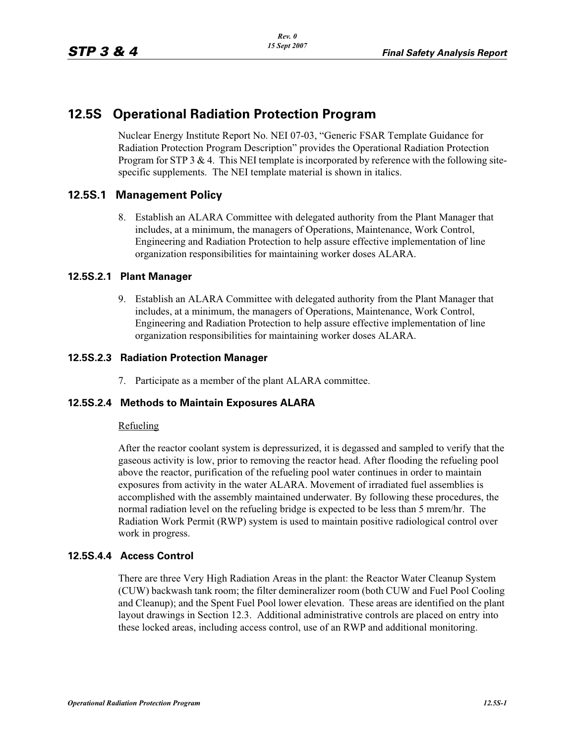# 12.5S Operational Radiation Protection Program

Nuclear Energy Institute Report No. NEI 07-03, "Generic FSAR Template Guidance for Radiation Protection Program Description" provides the Operational Radiation Protection Program for STP 3 & 4. This NEI template is incorporated by reference with the following site-specific supplements. The NEI template material is shown in italics.

## 12.5S.1 Management Policy

8. Establish an ALARA Committee with delegated authority from the Plant Manager that includes, at a minimum, the managers of Operations, Maintenance, Work Control, Engineering and Radiation Protection to help assure effective implementation of line organization responsibilities for maintaining worker doses ALARA.

### 12.5S.2.1 Plant Manager

9. Establish an ALARA Committee with delegated authority from the Plant Manager that includes, at a minimum, the managers of Operations, Maintenance, Work Control, Engineering and Radiation Protection to help assure effective implementation of line organization responsibilities for maintaining worker doses ALARA.

### 12.5S.2.3 Radiation Protection Manager

7. Participate as a member of the plant ALARA committee.

### 12.5S.2.4 Methods to Maintain Exposures ALARA

<u>Refueling</u>

After the reactor coolant system is depressurized, it is degassed and sampled to verify that the gaseous activity is low, prior to removing the reactor head. After flooding the refueling pool above the reactor, purification of the refueling pool water continues in order to maintain exposures from activity in the water ALARA. Movement of irradiated fuel assemblies is accomplished with the assembly maintained underwater. By following these procedures, the normal radiation level on the refueling bridge is expected to be less than 5 mrem/hr. The Radiation Work Permit (RWP) system is used to maintain positive radiological control over work in progress.

### 12.5S.4.4 Access Control

There are three Very High Radiation Areas in the plant: the Reactor Water Cleanup System (CUW) backwash tank room; the filter demineralizer room (both CUW and Fuel Pool Cooling and Cleanup); and the Spent Fuel Pool lower elevation. These areas are identified on the plant layout drawings in Section 12.3. Additional administrative controls are placed on entry into these locked areas, including access control, use of an RWP and additional monitoring.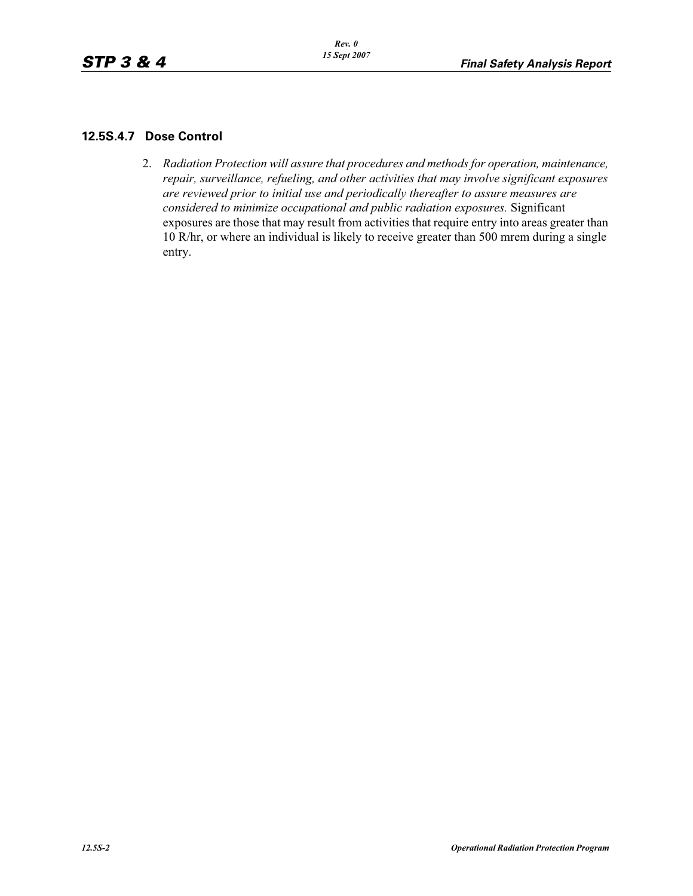### 12.5S.4.7 Dose Control

2. *Radiation Protection will assure that procedures and methods for operation, maintenance, repair, surveillance, refueling, and other activities that may involve significant exposures are reviewed prior to initial use and periodically thereafter to assure measures are considered to minimize occupational and public radiation exposures.* Significant exposures are those that may result from activities that require entry into areas greater than 10 R/hr, or where an individual is likely to receive greater than 500 mrem during a single entry.